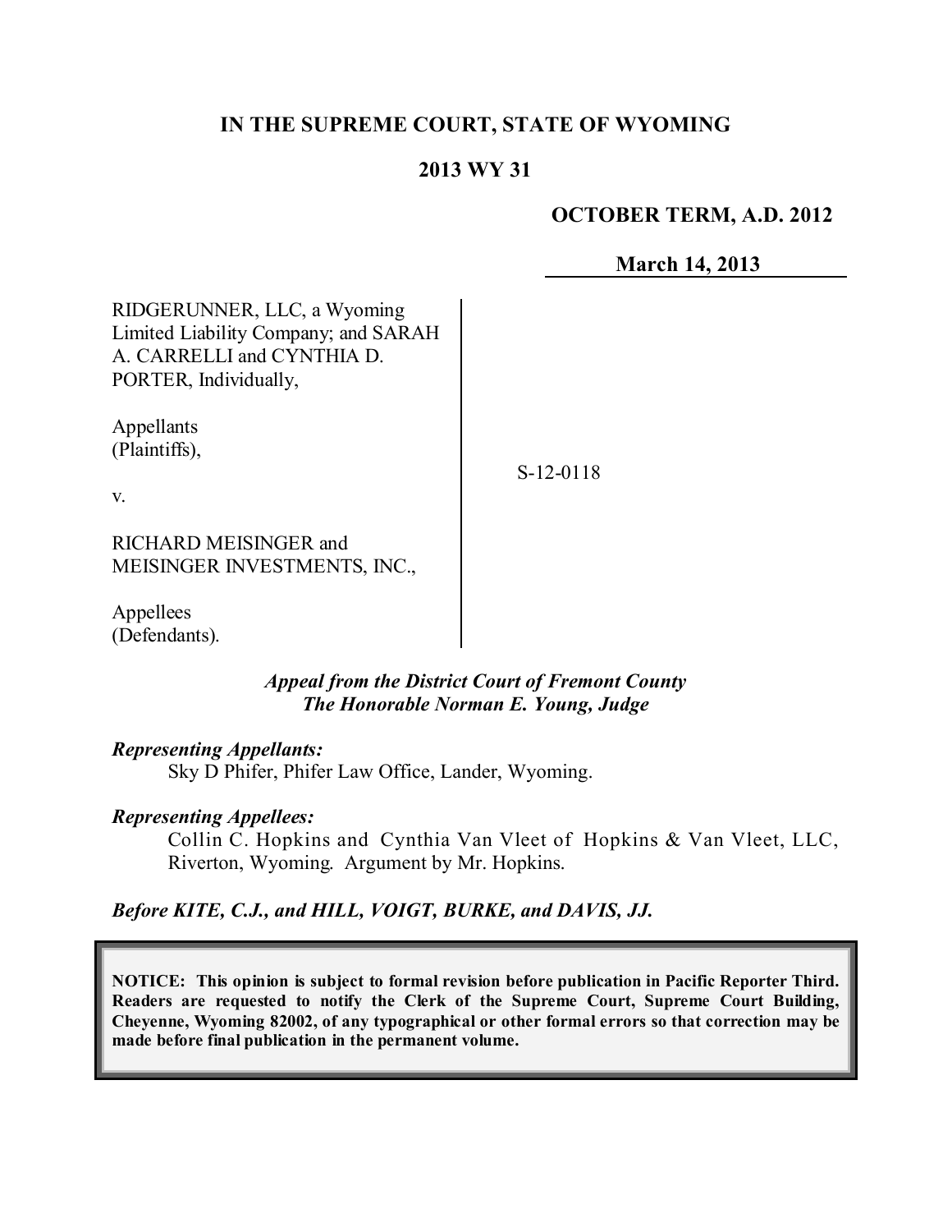**IN THE SUPREME COURT, STATE OF WYOMING**

**2013 WY 31**

**OCTOBER TERM, A.D. 2012**

**March 14, 2013**

RIDGERUNNER, LLC, a Wyoming Limited Liability Company; and SARAH A. CARRELLI and CYNTHIA D. PORTER, Individually,

Appellants
(Plaintiffs),

v.

RICHARD MEISINGER and MEISINGER INVESTMENTS, INC.,

Appellees
(Defendants).

S-12-0118

***Appeal from the District Court of Fremont County***
***The Honorable Norman E. Young, Judge***

***Representing Appellants:***
Sky D Phifer, Phifer Law Office, Lander, Wyoming.

***Representing Appellees:***
Collin C. Hopkins and Cynthia Van Vleet of Hopkins & Van Vleet, LLC, Riverton, Wyoming. Argument by Mr. Hopkins.

***Before KITE, C.J., and HILL, VOIGT, BURKE, and DAVIS, JJ.***

**NOTICE: This opinion is subject to formal revision before publication in Pacific Reporter Third. Readers are requested to notify the Clerk of the Supreme Court, Supreme Court Building, Cheyenne, Wyoming 82002, of any typographical or other formal errors so that correction may be made before final publication in the permanent volume.**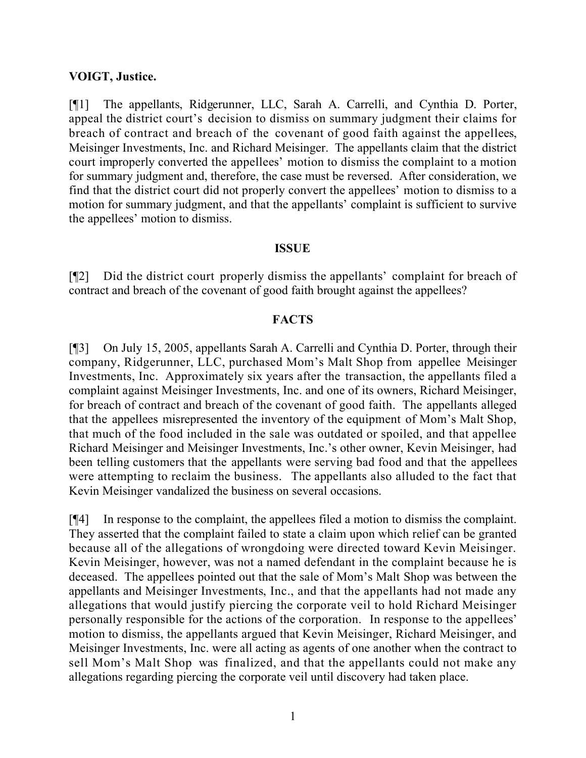**VOIGT, Justice.**

[¶1] The appellants, Ridgerunner, LLC, Sarah A. Carrelli, and Cynthia D. Porter, appeal the district court's decision to dismiss on summary judgment their claims for breach of contract and breach of the covenant of good faith against the appellees, Meisinger Investments, Inc. and Richard Meisinger. The appellants claim that the district court improperly converted the appellees' motion to dismiss the complaint to a motion for summary judgment and, therefore, the case must be reversed. After consideration, we find that the district court did not properly convert the appellees' motion to dismiss to a motion for summary judgment, and that the appellants' complaint is sufficient to survive the appellees' motion to dismiss.

## ISSUE

[¶2] Did the district court properly dismiss the appellants' complaint for breach of contract and breach of the covenant of good faith brought against the appellees?

## FACTS

[¶3] On July 15, 2005, appellants Sarah A. Carrelli and Cynthia D. Porter, through their company, Ridgerunner, LLC, purchased Mom's Malt Shop from appellee Meisinger Investments, Inc. Approximately six years after the transaction, the appellants filed a complaint against Meisinger Investments, Inc. and one of its owners, Richard Meisinger, for breach of contract and breach of the covenant of good faith. The appellants alleged that the appellees misrepresented the inventory of the equipment of Mom's Malt Shop, that much of the food included in the sale was outdated or spoiled, and that appellee Richard Meisinger and Meisinger Investments, Inc.'s other owner, Kevin Meisinger, had been telling customers that the appellants were serving bad food and that the appellees were attempting to reclaim the business. The appellants also alluded to the fact that Kevin Meisinger vandalized the business on several occasions.

[¶4] In response to the complaint, the appellees filed a motion to dismiss the complaint. They asserted that the complaint failed to state a claim upon which relief can be granted because all of the allegations of wrongdoing were directed toward Kevin Meisinger. Kevin Meisinger, however, was not a named defendant in the complaint because he is deceased. The appellees pointed out that the sale of Mom's Malt Shop was between the appellants and Meisinger Investments, Inc., and that the appellants had not made any allegations that would justify piercing the corporate veil to hold Richard Meisinger personally responsible for the actions of the corporation. In response to the appellees' motion to dismiss, the appellants argued that Kevin Meisinger, Richard Meisinger, and Meisinger Investments, Inc. were all acting as agents of one another when the contract to sell Mom's Malt Shop was finalized, and that the appellants could not make any allegations regarding piercing the corporate veil until discovery had taken place.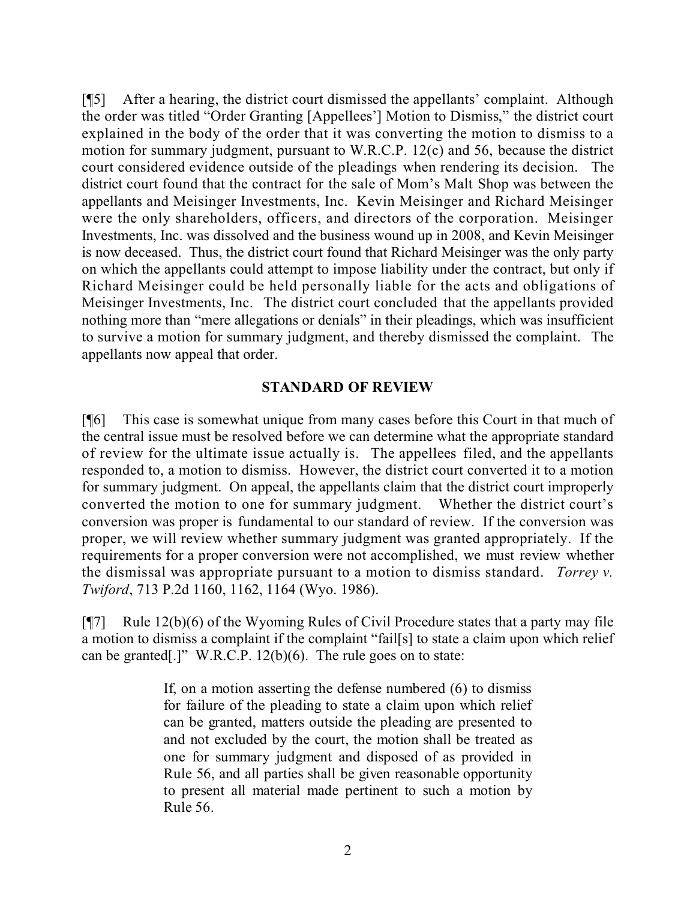[¶5] After a hearing, the district court dismissed the appellants' complaint. Although the order was titled "Order Granting [Appellees'] Motion to Dismiss," the district court explained in the body of the order that it was converting the motion to dismiss to a motion for summary judgment, pursuant to W.R.C.P. 12(c) and 56, because the district court considered evidence outside of the pleadings when rendering its decision. The district court found that the contract for the sale of Mom's Malt Shop was between the appellants and Meisinger Investments, Inc. Kevin Meisinger and Richard Meisinger were the only shareholders, officers, and directors of the corporation. Meisinger Investments, Inc. was dissolved and the business wound up in 2008, and Kevin Meisinger is now deceased. Thus, the district court found that Richard Meisinger was the only party on which the appellants could attempt to impose liability under the contract, but only if Richard Meisinger could be held personally liable for the acts and obligations of Meisinger Investments, Inc. The district court concluded that the appellants provided nothing more than "mere allegations or denials" in their pleadings, which was insufficient to survive a motion for summary judgment, and thereby dismissed the complaint. The appellants now appeal that order.

## STANDARD OF REVIEW

[¶6] This case is somewhat unique from many cases before this Court in that much of the central issue must be resolved before we can determine what the appropriate standard of review for the ultimate issue actually is. The appellees filed, and the appellants responded to, a motion to dismiss. However, the district court converted it to a motion for summary judgment. On appeal, the appellants claim that the district court improperly converted the motion to one for summary judgment. Whether the district court's conversion was proper is fundamental to our standard of review. If the conversion was proper, we will review whether summary judgment was granted appropriately. If the requirements for a proper conversion were not accomplished, we must review whether the dismissal was appropriate pursuant to a motion to dismiss standard. *Torrey v. Twiford*, 713 P.2d 1160, 1162, 1164 (Wyo. 1986).

[¶7] Rule 12(b)(6) of the Wyoming Rules of Civil Procedure states that a party may file a motion to dismiss a complaint if the complaint "fail[s] to state a claim upon which relief can be granted[.]" W.R.C.P. 12(b)(6). The rule goes on to state:

> If, on a motion asserting the defense numbered (6) to dismiss for failure of the pleading to state a claim upon which relief can be granted, matters outside the pleading are presented to and not excluded by the court, the motion shall be treated as one for summary judgment and disposed of as provided in Rule 56, and all parties shall be given reasonable opportunity to present all material made pertinent to such a motion by Rule 56.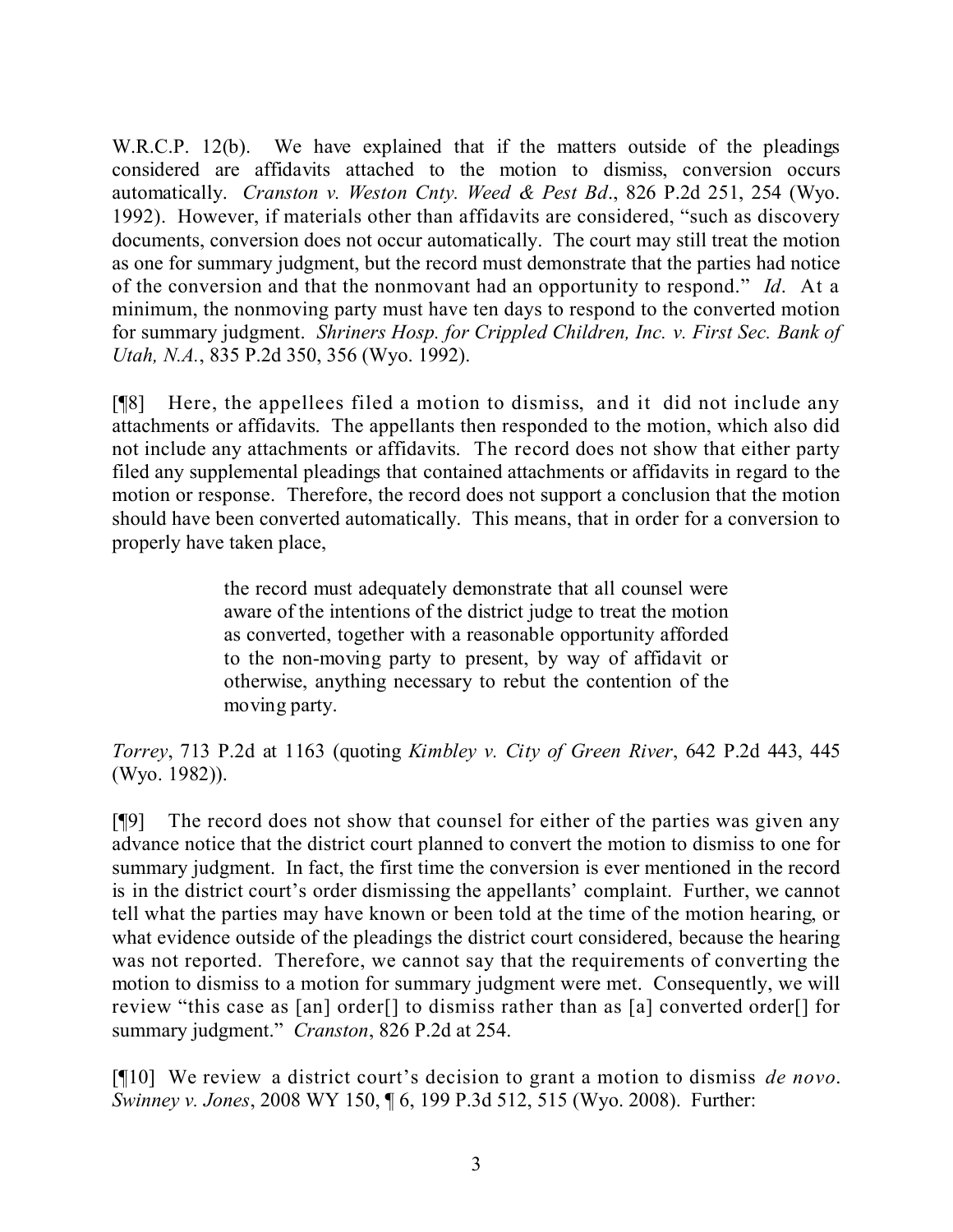W.R.C.P. 12(b). We have explained that if the matters outside of the pleadings considered are affidavits attached to the motion to dismiss, conversion occurs automatically. *Cranston v. Weston Cnty. Weed & Pest Bd*., 826 P.2d 251, 254 (Wyo. 1992). However, if materials other than affidavits are considered, "such as discovery documents, conversion does not occur automatically. The court may still treat the motion as one for summary judgment, but the record must demonstrate that the parties had notice of the conversion and that the nonmovant had an opportunity to respond." *Id*. At a minimum, the nonmoving party must have ten days to respond to the converted motion for summary judgment. *Shriners Hosp. for Crippled Children, Inc. v. First Sec. Bank of Utah, N.A.*, 835 P.2d 350, 356 (Wyo. 1992).

[¶8] Here, the appellees filed a motion to dismiss, and it did not include any attachments or affidavits. The appellants then responded to the motion, which also did not include any attachments or affidavits. The record does not show that either party filed any supplemental pleadings that contained attachments or affidavits in regard to the motion or response. Therefore, the record does not support a conclusion that the motion should have been converted automatically. This means, that in order for a conversion to properly have taken place,

> the record must adequately demonstrate that all counsel were aware of the intentions of the district judge to treat the motion as converted, together with a reasonable opportunity afforded to the non-moving party to present, by way of affidavit or otherwise, anything necessary to rebut the contention of the moving party.

*Torrey*, 713 P.2d at 1163 (quoting *Kimbley v. City of Green River*, 642 P.2d 443, 445 (Wyo. 1982)).

[¶9] The record does not show that counsel for either of the parties was given any advance notice that the district court planned to convert the motion to dismiss to one for summary judgment. In fact, the first time the conversion is ever mentioned in the record is in the district court's order dismissing the appellants' complaint. Further, we cannot tell what the parties may have known or been told at the time of the motion hearing, or what evidence outside of the pleadings the district court considered, because the hearing was not reported. Therefore, we cannot say that the requirements of converting the motion to dismiss to a motion for summary judgment were met. Consequently, we will review "this case as [an] order[] to dismiss rather than as [a] converted order[] for summary judgment." *Cranston*, 826 P.2d at 254.

[¶10] We review a district court's decision to grant a motion to dismiss *de novo*. *Swinney v. Jones*, 2008 WY 150, ¶ 6, 199 P.3d 512, 515 (Wyo. 2008). Further: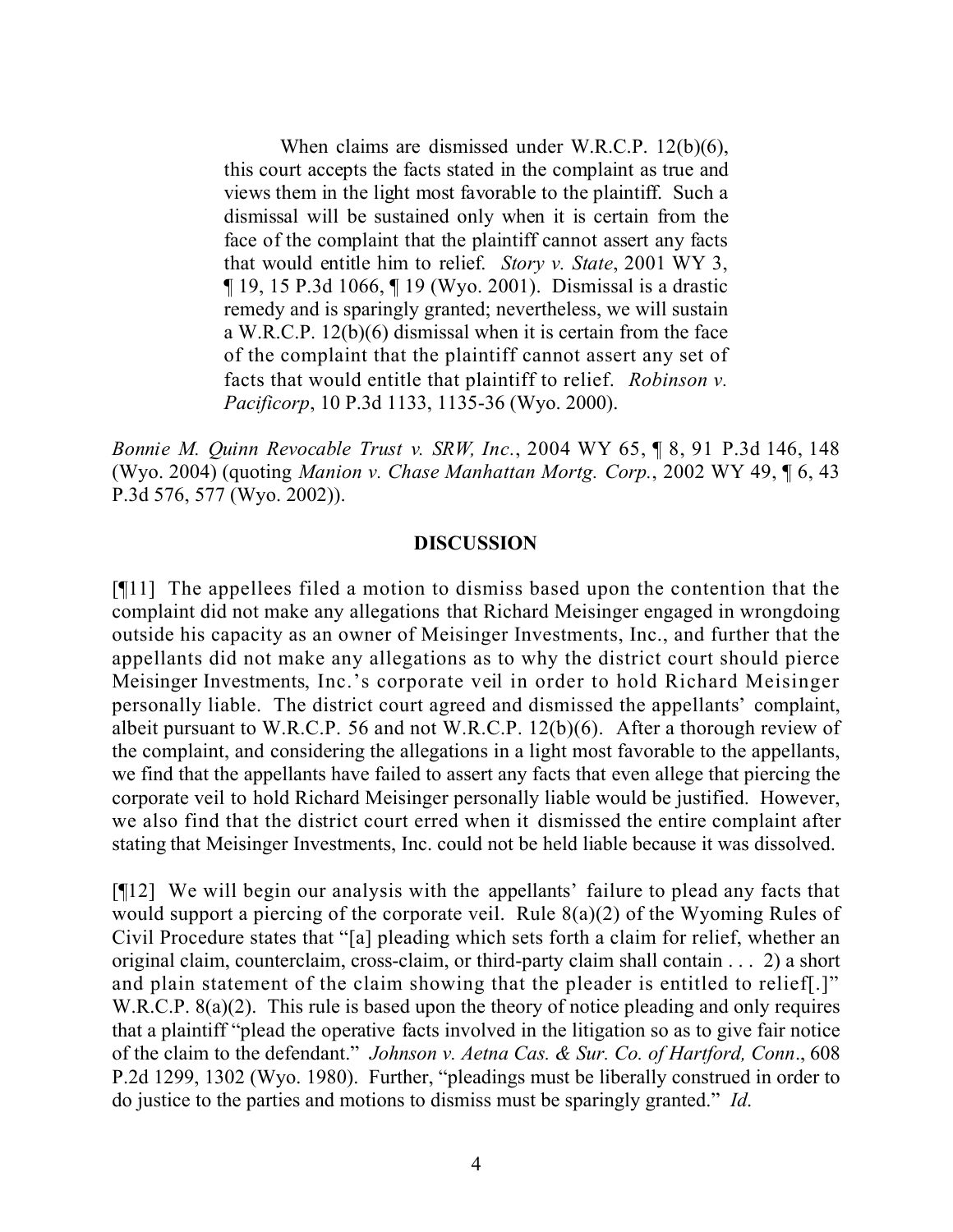> When claims are dismissed under W.R.C.P. 12(b)(6), this court accepts the facts stated in the complaint as true and views them in the light most favorable to the plaintiff. Such a dismissal will be sustained only when it is certain from the face of the complaint that the plaintiff cannot assert any facts that would entitle him to relief. *Story v. State*, 2001 WY 3, ¶ 19, 15 P.3d 1066, ¶ 19 (Wyo. 2001). Dismissal is a drastic remedy and is sparingly granted; nevertheless, we will sustain a W.R.C.P. 12(b)(6) dismissal when it is certain from the face of the complaint that the plaintiff cannot assert any set of facts that would entitle that plaintiff to relief. *Robinson v. Pacificorp*, 10 P.3d 1133, 1135-36 (Wyo. 2000).

*Bonnie M. Quinn Revocable Trust v. SRW, Inc.*, 2004 WY 65, ¶ 8, 91 P.3d 146, 148 (Wyo. 2004) (quoting *Manion v. Chase Manhattan Mortg. Corp.*, 2002 WY 49, ¶ 6, 43 P.3d 576, 577 (Wyo. 2002)).

## DISCUSSION

[¶11] The appellees filed a motion to dismiss based upon the contention that the complaint did not make any allegations that Richard Meisinger engaged in wrongdoing outside his capacity as an owner of Meisinger Investments, Inc., and further that the appellants did not make any allegations as to why the district court should pierce Meisinger Investments, Inc.'s corporate veil in order to hold Richard Meisinger personally liable. The district court agreed and dismissed the appellants' complaint, albeit pursuant to W.R.C.P. 56 and not W.R.C.P. 12(b)(6). After a thorough review of the complaint, and considering the allegations in a light most favorable to the appellants, we find that the appellants have failed to assert any facts that even allege that piercing the corporate veil to hold Richard Meisinger personally liable would be justified. However, we also find that the district court erred when it dismissed the entire complaint after stating that Meisinger Investments, Inc. could not be held liable because it was dissolved.

[¶12] We will begin our analysis with the appellants' failure to plead any facts that would support a piercing of the corporate veil. Rule 8(a)(2) of the Wyoming Rules of Civil Procedure states that "[a] pleading which sets forth a claim for relief, whether an original claim, counterclaim, cross-claim, or third-party claim shall contain . . . 2) a short and plain statement of the claim showing that the pleader is entitled to relief[.]" W.R.C.P. 8(a)(2). This rule is based upon the theory of notice pleading and only requires that a plaintiff "plead the operative facts involved in the litigation so as to give fair notice of the claim to the defendant." *Johnson v. Aetna Cas. & Sur. Co. of Hartford, Conn*., 608 P.2d 1299, 1302 (Wyo. 1980). Further, "pleadings must be liberally construed in order to do justice to the parties and motions to dismiss must be sparingly granted." *Id*.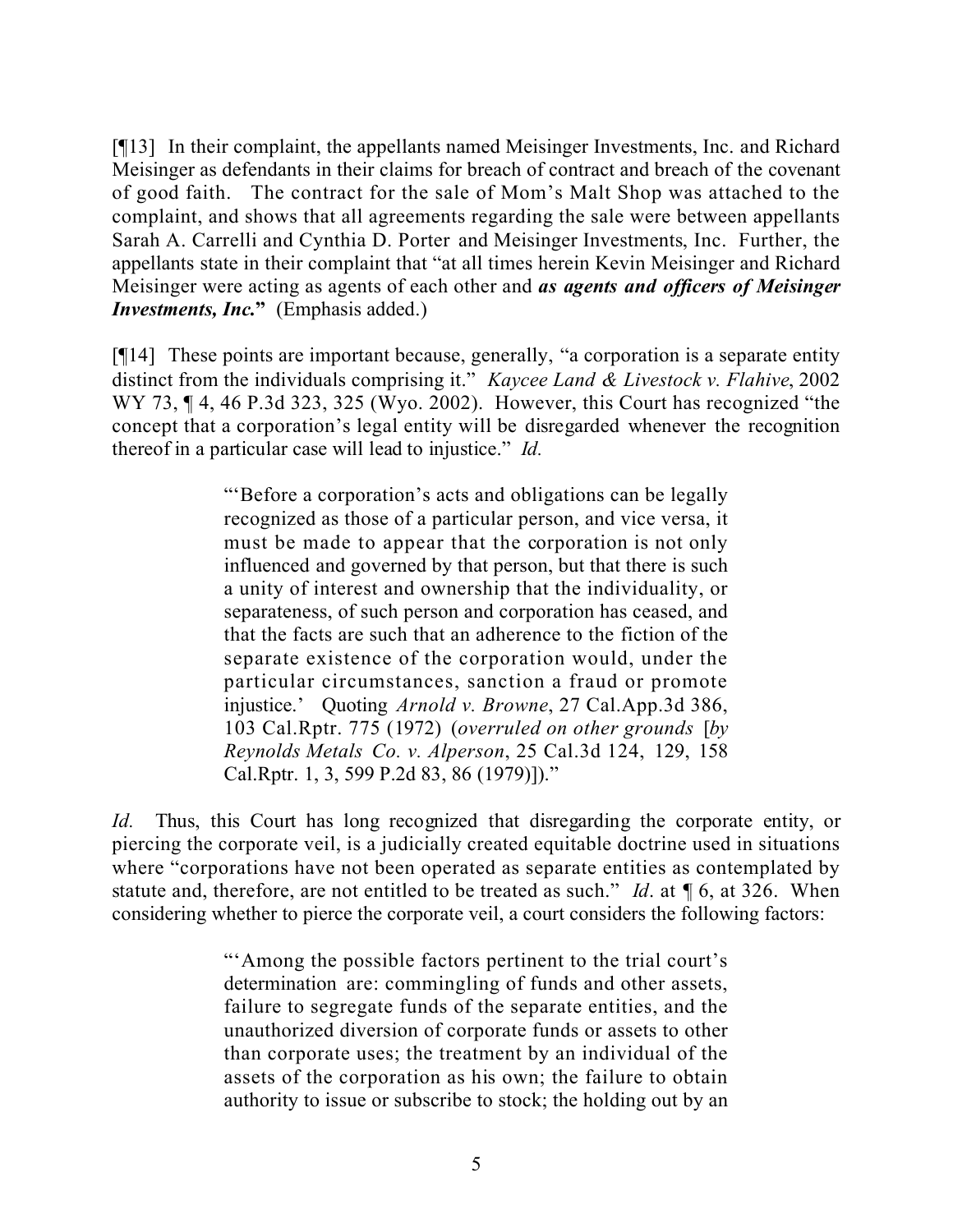[¶13] In their complaint, the appellants named Meisinger Investments, Inc. and Richard Meisinger as defendants in their claims for breach of contract and breach of the covenant of good faith. The contract for the sale of Mom's Malt Shop was attached to the complaint, and shows that all agreements regarding the sale were between appellants Sarah A. Carrelli and Cynthia D. Porter and Meisinger Investments, Inc. Further, the appellants state in their complaint that "at all times herein Kevin Meisinger and Richard Meisinger were acting as agents of each other and ***as agents and officers of Meisinger Investments, Inc.***" (Emphasis added.)

[¶14] These points are important because, generally, "a corporation is a separate entity distinct from the individuals comprising it." *Kaycee Land & Livestock v. Flahive*, 2002 WY 73, ¶ 4, 46 P.3d 323, 325 (Wyo. 2002). However, this Court has recognized "the concept that a corporation's legal entity will be disregarded whenever the recognition thereof in a particular case will lead to injustice." *Id.*

> "'Before a corporation's acts and obligations can be legally recognized as those of a particular person, and vice versa, it must be made to appear that the corporation is not only influenced and governed by that person, but that there is such a unity of interest and ownership that the individuality, or separateness, of such person and corporation has ceased, and that the facts are such that an adherence to the fiction of the separate existence of the corporation would, under the particular circumstances, sanction a fraud or promote injustice.' Quoting *Arnold v. Browne*, 27 Cal.App.3d 386, 103 Cal.Rptr. 775 (1972) (*overruled on other grounds* [*by Reynolds Metals Co. v. Alperson*, 25 Cal.3d 124, 129, 158 Cal.Rptr. 1, 3, 599 P.2d 83, 86 (1979)])."

*Id.* Thus, this Court has long recognized that disregarding the corporate entity, or piercing the corporate veil, is a judicially created equitable doctrine used in situations where "corporations have not been operated as separate entities as contemplated by statute and, therefore, are not entitled to be treated as such." *Id*. at ¶ 6, at 326. When considering whether to pierce the corporate veil, a court considers the following factors:

> "'Among the possible factors pertinent to the trial court's determination are: commingling of funds and other assets, failure to segregate funds of the separate entities, and the unauthorized diversion of corporate funds or assets to other than corporate uses; the treatment by an individual of the assets of the corporation as his own; the failure to obtain authority to issue or subscribe to stock; the holding out by an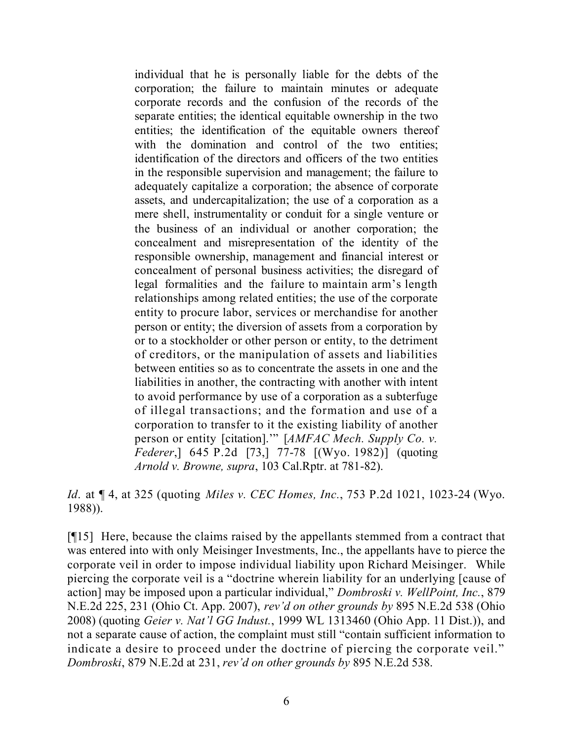> individual that he is personally liable for the debts of the corporation; the failure to maintain minutes or adequate corporate records and the confusion of the records of the separate entities; the identical equitable ownership in the two entities; the identification of the equitable owners thereof with the domination and control of the two entities; identification of the directors and officers of the two entities in the responsible supervision and management; the failure to adequately capitalize a corporation; the absence of corporate assets, and undercapitalization; the use of a corporation as a mere shell, instrumentality or conduit for a single venture or the business of an individual or another corporation; the concealment and misrepresentation of the identity of the responsible ownership, management and financial interest or concealment of personal business activities; the disregard of legal formalities and the failure to maintain arm's length relationships among related entities; the use of the corporate entity to procure labor, services or merchandise for another person or entity; the diversion of assets from a corporation by or to a stockholder or other person or entity, to the detriment of creditors, or the manipulation of assets and liabilities between entities so as to concentrate the assets in one and the liabilities in another, the contracting with another with intent to avoid performance by use of a corporation as a subterfuge of illegal transactions; and the formation and use of a corporation to transfer to it the existing liability of another person or entity [citation].'" [*AMFAC Mech. Supply Co. v. Federer*,] 645 P.2d [73,] 77-78 [(Wyo. 1982)] (quoting *Arnold v. Browne, supra*, 103 Cal.Rptr. at 781-82).

*Id*. at ¶ 4, at 325 (quoting *Miles v. CEC Homes, Inc.*, 753 P.2d 1021, 1023-24 (Wyo. 1988)).

[¶15] Here, because the claims raised by the appellants stemmed from a contract that was entered into with only Meisinger Investments, Inc., the appellants have to pierce the corporate veil in order to impose individual liability upon Richard Meisinger. While piercing the corporate veil is a "doctrine wherein liability for an underlying [cause of action] may be imposed upon a particular individual," *Dombroski v. WellPoint, Inc.*, 879 N.E.2d 225, 231 (Ohio Ct. App. 2007), *rev'd on other grounds by* 895 N.E.2d 538 (Ohio 2008) (quoting *Geier v. Nat'l GG Indust.*, 1999 WL 1313460 (Ohio App. 11 Dist.)), and not a separate cause of action, the complaint must still "contain sufficient information to indicate a desire to proceed under the doctrine of piercing the corporate veil." *Dombroski*, 879 N.E.2d at 231, *rev'd on other grounds by* 895 N.E.2d 538.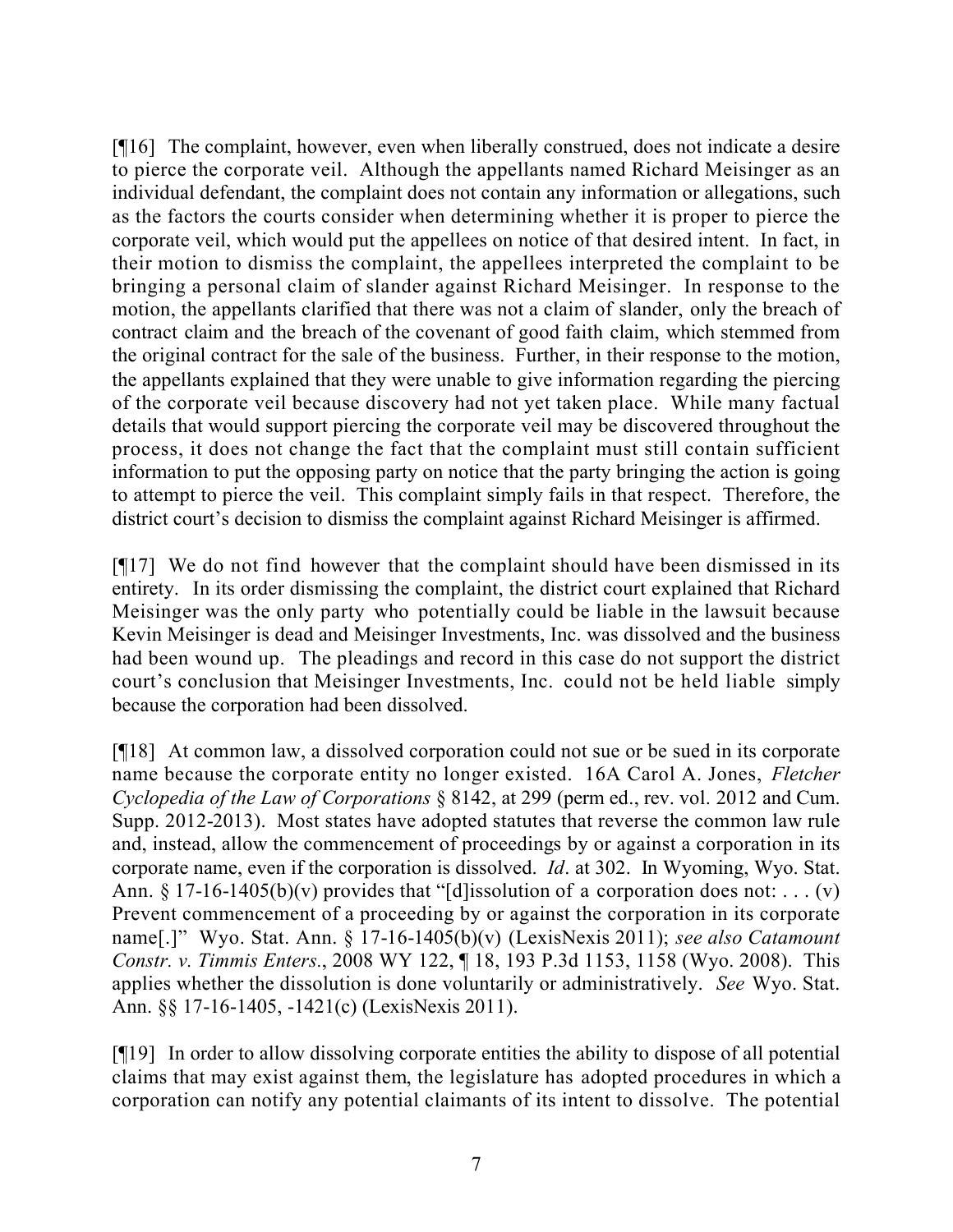[¶16] The complaint, however, even when liberally construed, does not indicate a desire to pierce the corporate veil. Although the appellants named Richard Meisinger as an individual defendant, the complaint does not contain any information or allegations, such as the factors the courts consider when determining whether it is proper to pierce the corporate veil, which would put the appellees on notice of that desired intent. In fact, in their motion to dismiss the complaint, the appellees interpreted the complaint to be bringing a personal claim of slander against Richard Meisinger. In response to the motion, the appellants clarified that there was not a claim of slander, only the breach of contract claim and the breach of the covenant of good faith claim, which stemmed from the original contract for the sale of the business. Further, in their response to the motion, the appellants explained that they were unable to give information regarding the piercing of the corporate veil because discovery had not yet taken place. While many factual details that would support piercing the corporate veil may be discovered throughout the process, it does not change the fact that the complaint must still contain sufficient information to put the opposing party on notice that the party bringing the action is going to attempt to pierce the veil. This complaint simply fails in that respect. Therefore, the district court's decision to dismiss the complaint against Richard Meisinger is affirmed.

[¶17] We do not find however that the complaint should have been dismissed in its entirety. In its order dismissing the complaint, the district court explained that Richard Meisinger was the only party who potentially could be liable in the lawsuit because Kevin Meisinger is dead and Meisinger Investments, Inc. was dissolved and the business had been wound up. The pleadings and record in this case do not support the district court's conclusion that Meisinger Investments, Inc. could not be held liable simply because the corporation had been dissolved.

[¶18] At common law, a dissolved corporation could not sue or be sued in its corporate name because the corporate entity no longer existed. 16A Carol A. Jones, *Fletcher Cyclopedia of the Law of Corporations* § 8142, at 299 (perm ed., rev. vol. 2012 and Cum. Supp. 2012-2013). Most states have adopted statutes that reverse the common law rule and, instead, allow the commencement of proceedings by or against a corporation in its corporate name, even if the corporation is dissolved. *Id*. at 302. In Wyoming, Wyo. Stat. Ann. § 17-16-1405(b)(v) provides that "[d]issolution of a corporation does not: . . . (v) Prevent commencement of a proceeding by or against the corporation in its corporate name[.]" Wyo. Stat. Ann. § 17-16-1405(b)(v) (LexisNexis 2011); *see also Catamount Constr. v. Timmis Enters.*, 2008 WY 122, ¶ 18, 193 P.3d 1153, 1158 (Wyo. 2008). This applies whether the dissolution is done voluntarily or administratively. *See* Wyo. Stat. Ann. §§ 17-16-1405, -1421(c) (LexisNexis 2011).

[¶19] In order to allow dissolving corporate entities the ability to dispose of all potential claims that may exist against them, the legislature has adopted procedures in which a corporation can notify any potential claimants of its intent to dissolve. The potential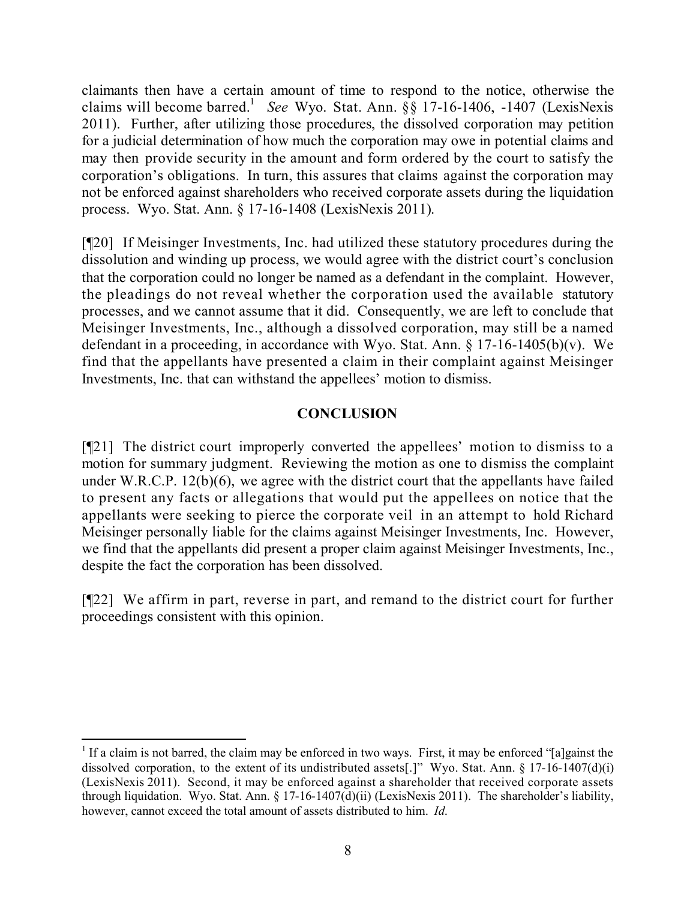claimants then have a certain amount of time to respond to the notice, otherwise the claims will become barred.[1] *See* Wyo. Stat. Ann. §§ 17-16-1406, -1407 (LexisNexis 2011). Further, after utilizing those procedures, the dissolved corporation may petition for a judicial determination of how much the corporation may owe in potential claims and may then provide security in the amount and form ordered by the court to satisfy the corporation's obligations. In turn, this assures that claims against the corporation may not be enforced against shareholders who received corporate assets during the liquidation process. Wyo. Stat. Ann. § 17-16-1408 (LexisNexis 2011).

[¶20] If Meisinger Investments, Inc. had utilized these statutory procedures during the dissolution and winding up process, we would agree with the district court's conclusion that the corporation could no longer be named as a defendant in the complaint. However, the pleadings do not reveal whether the corporation used the available statutory processes, and we cannot assume that it did. Consequently, we are left to conclude that Meisinger Investments, Inc., although a dissolved corporation, may still be a named defendant in a proceeding, in accordance with Wyo. Stat. Ann. § 17-16-1405(b)(v). We find that the appellants have presented a claim in their complaint against Meisinger Investments, Inc. that can withstand the appellees' motion to dismiss.

## CONCLUSION

[¶21] The district court improperly converted the appellees' motion to dismiss to a motion for summary judgment. Reviewing the motion as one to dismiss the complaint under W.R.C.P. 12(b)(6), we agree with the district court that the appellants have failed to present any facts or allegations that would put the appellees on notice that the appellants were seeking to pierce the corporate veil in an attempt to hold Richard Meisinger personally liable for the claims against Meisinger Investments, Inc. However, we find that the appellants did present a proper claim against Meisinger Investments, Inc., despite the fact the corporation has been dissolved.

[¶22] We affirm in part, reverse in part, and remand to the district court for further proceedings consistent with this opinion.

---

[1] If a claim is not barred, the claim may be enforced in two ways. First, it may be enforced "[a]gainst the dissolved corporation, to the extent of its undistributed assets[.]" Wyo. Stat. Ann. § 17-16-1407(d)(i) (LexisNexis 2011). Second, it may be enforced against a shareholder that received corporate assets through liquidation. Wyo. Stat. Ann. § 17-16-1407(d)(ii) (LexisNexis 2011). The shareholder's liability, however, cannot exceed the total amount of assets distributed to him. *Id*.